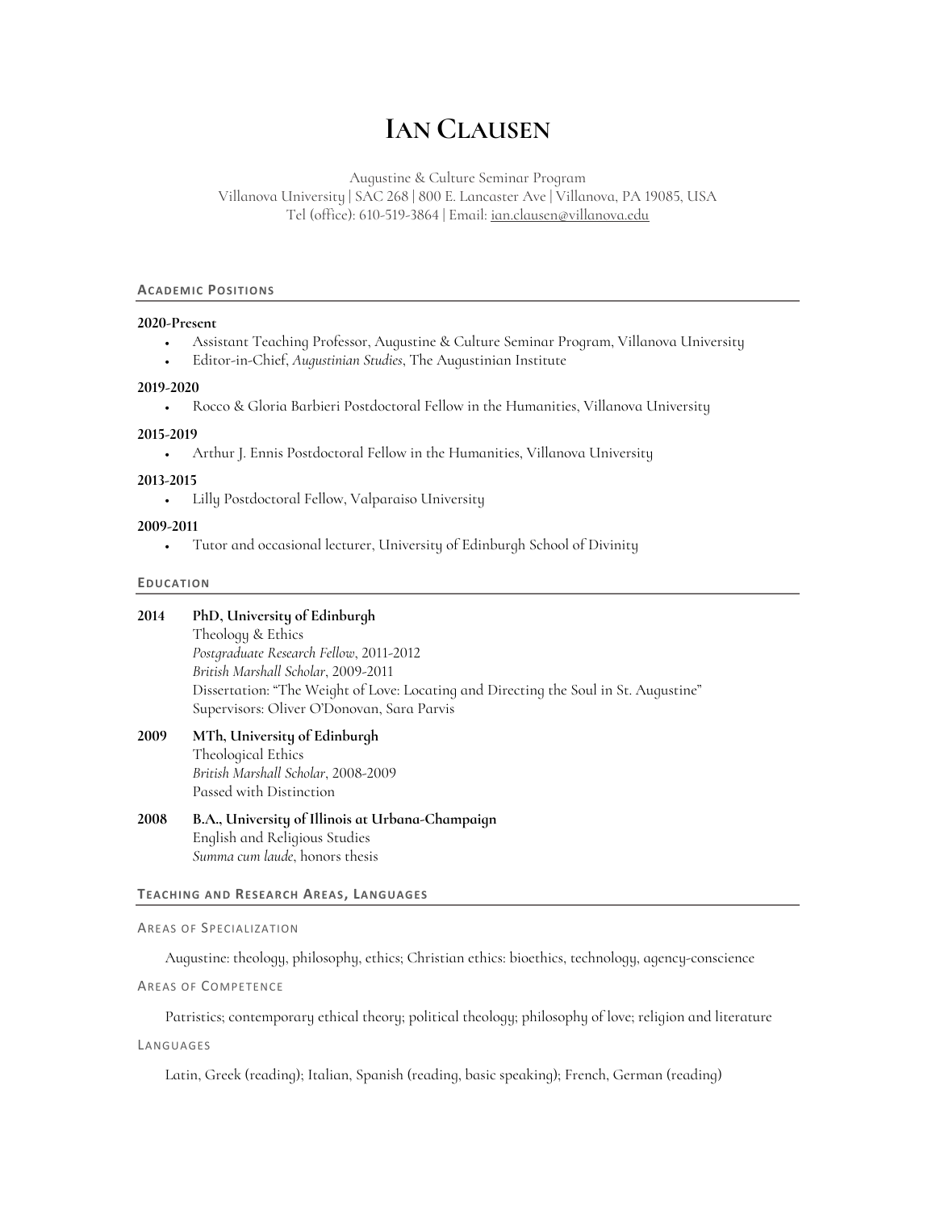# Ian Clausen

Augustine & Culture Seminar Program
Villanova University | SAC 268 | 800 E. Lancaster Ave | Villanova, PA 19085, USA
Tel (office): 610-519-3864 | Email: ian.clausen@villanova.edu

## Academic Positions

**2020-Present**

- Assistant Teaching Professor, Augustine & Culture Seminar Program, Villanova University
- Editor-in-Chief, *Augustinian Studies*, The Augustinian Institute

**2019-2020**

- Rocco & Gloria Barbieri Postdoctoral Fellow in the Humanities, Villanova University

**2015-2019**

- Arthur J. Ennis Postdoctoral Fellow in the Humanities, Villanova University

**2013-2015**

- Lilly Postdoctoral Fellow, Valparaiso University

**2009-2011**

- Tutor and occasional lecturer, University of Edinburgh School of Divinity

## Education

**2014** **PhD, University of Edinburgh**
Theology & Ethics
*Postgraduate Research Fellow*, 2011-2012
*British Marshall Scholar*, 2009-2011
Dissertation: "The Weight of Love: Locating and Directing the Soul in St. Augustine"
Supervisors: Oliver O'Donovan, Sara Parvis

**2009** **MTh, University of Edinburgh**
Theological Ethics
*British Marshall Scholar*, 2008-2009
Passed with Distinction

**2008** **B.A., University of Illinois at Urbana-Champaign**
English and Religious Studies
*Summa cum laude*, honors thesis

## Teaching and Research Areas, Languages

### Areas of Specialization

Augustine: theology, philosophy, ethics; Christian ethics: bioethics, technology, agency-conscience

### Areas of Competence

Patristics; contemporary ethical theory; political theology; philosophy of love; religion and literature

### Languages

Latin, Greek (reading); Italian, Spanish (reading, basic speaking); French, German (reading)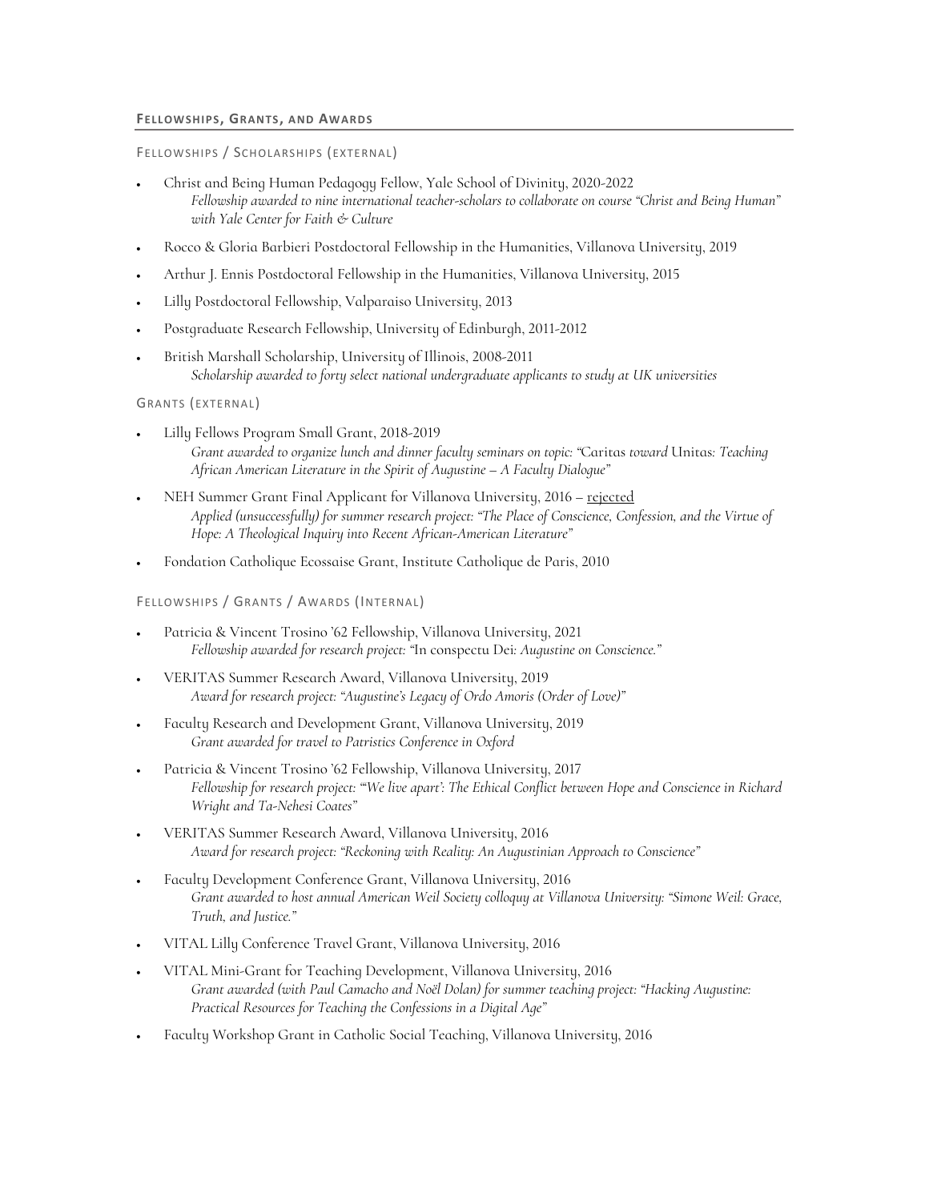## FELLOWSHIPS, GRANTS, AND AWARDS

### FELLOWSHIPS / SCHOLARSHIPS (EXTERNAL)

- Christ and Being Human Pedagogy Fellow, Yale School of Divinity, 2020-2022
  *Fellowship awarded to nine international teacher-scholars to collaborate on course "Christ and Being Human" with Yale Center for Faith & Culture*
- Rocco & Gloria Barbieri Postdoctoral Fellowship in the Humanities, Villanova University, 2019
- Arthur J. Ennis Postdoctoral Fellowship in the Humanities, Villanova University, 2015
- Lilly Postdoctoral Fellowship, Valparaiso University, 2013
- Postgraduate Research Fellowship, University of Edinburgh, 2011-2012
- British Marshall Scholarship, University of Illinois, 2008-2011
  *Scholarship awarded to forty select national undergraduate applicants to study at UK universities*

### GRANTS (EXTERNAL)

- Lilly Fellows Program Small Grant, 2018-2019
  *Grant awarded to organize lunch and dinner faculty seminars on topic: "*Caritas *toward* Unitas*: Teaching African American Literature in the Spirit of Augustine – A Faculty Dialogue"*
- NEH Summer Grant Final Applicant for Villanova University, 2016 – <u>rejected</u>
  *Applied (unsuccessfully) for summer research project: "The Place of Conscience, Confession, and the Virtue of Hope: A Theological Inquiry into Recent African-American Literature"*
- Fondation Catholique Ecossaise Grant, Institute Catholique de Paris, 2010

### FELLOWSHIPS / GRANTS / AWARDS (INTERNAL)

- Patricia & Vincent Trosino '62 Fellowship, Villanova University, 2021
  *Fellowship awarded for research project: "*In conspectu Dei*: Augustine on Conscience."*
- VERITAS Summer Research Award, Villanova University, 2019
  *Award for research project: "Augustine's Legacy of Ordo Amoris (Order of Love)"*
- Faculty Research and Development Grant, Villanova University, 2019
  *Grant awarded for travel to Patristics Conference in Oxford*
- Patricia & Vincent Trosino '62 Fellowship, Villanova University, 2017
  *Fellowship for research project: "'We live apart': The Ethical Conflict between Hope and Conscience in Richard Wright and Ta-Nehesi Coates"*
- VERITAS Summer Research Award, Villanova University, 2016
  *Award for research project: "Reckoning with Reality: An Augustinian Approach to Conscience"*
- Faculty Development Conference Grant, Villanova University, 2016
  *Grant awarded to host annual American Weil Society colloquy at Villanova University: "Simone Weil: Grace, Truth, and Justice."*
- VITAL Lilly Conference Travel Grant, Villanova University, 2016
- VITAL Mini-Grant for Teaching Development, Villanova University, 2016
  *Grant awarded (with Paul Camacho and Noël Dolan) for summer teaching project: "Hacking Augustine: Practical Resources for Teaching the Confessions in a Digital Age"*
- Faculty Workshop Grant in Catholic Social Teaching, Villanova University, 2016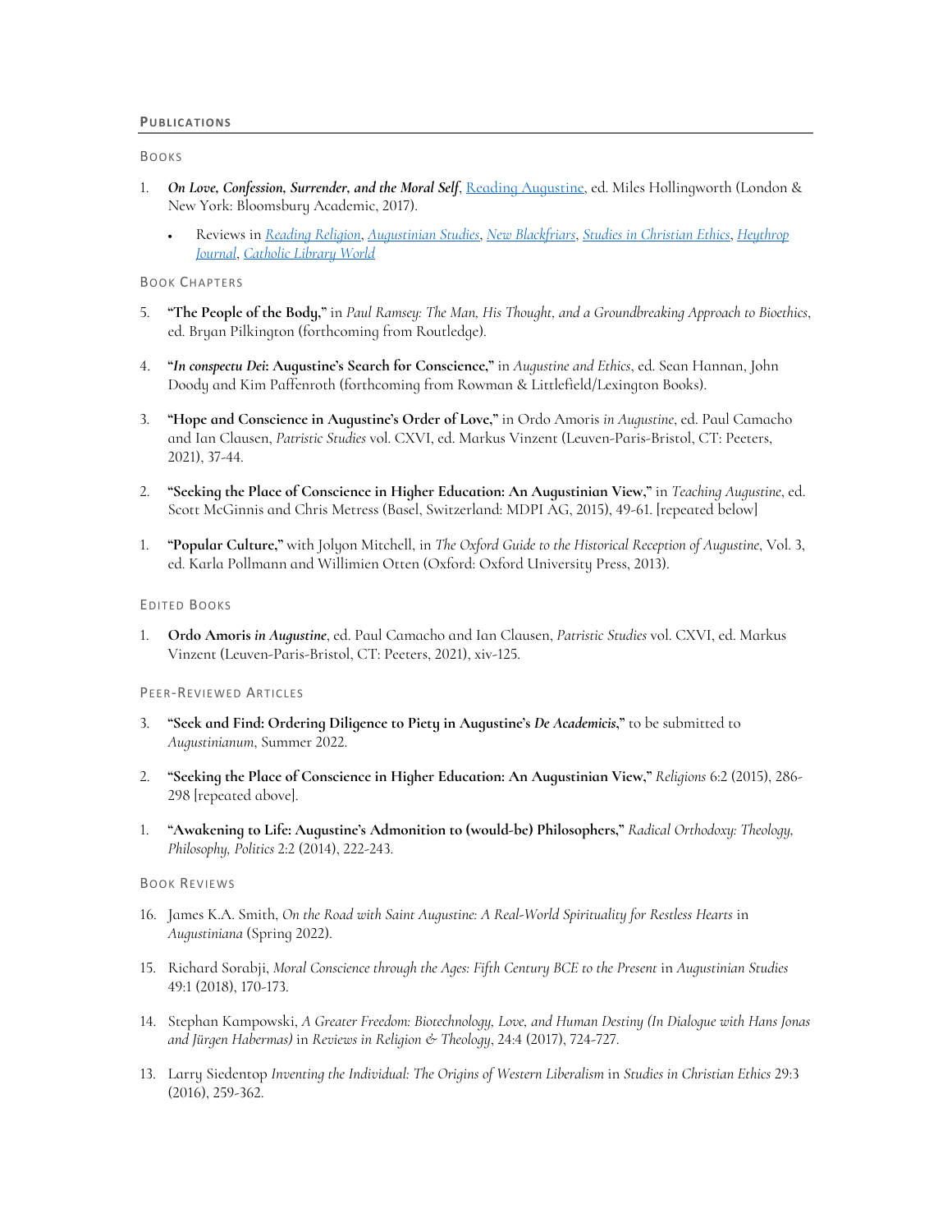## PUBLICATIONS

### BOOKS

1. ***On Love, Confession, Surrender, and the Moral Self***, Reading Augustine, ed. Miles Hollingworth (London & New York: Bloomsbury Academic, 2017).
   - Reviews in *Reading Religion*, *Augustinian Studies*, *New Blackfriars*, *Studies in Christian Ethics*, *Heythrop Journal*, *Catholic Library World*

### BOOK CHAPTERS

5. **"The People of the Body,"** in *Paul Ramsey: The Man, His Thought, and a Groundbreaking Approach to Bioethics*, ed. Bryan Pilkington (forthcoming from Routledge).

4. **"*In conspectu Dei*: Augustine's Search for Conscience,"** in *Augustine and Ethics*, ed. Sean Hannan, John Doody and Kim Paffenroth (forthcoming from Rowman & Littlefield/Lexington Books).

3. **"Hope and Conscience in Augustine's Order of Love,"** in Ordo Amoris *in Augustine*, ed. Paul Camacho and Ian Clausen, *Patristic Studies* vol. CXVI, ed. Markus Vinzent (Leuven-Paris-Bristol, CT: Peeters, 2021), 37-44.

2. **"Seeking the Place of Conscience in Higher Education: An Augustinian View,"** in *Teaching Augustine*, ed. Scott McGinnis and Chris Metress (Basel, Switzerland: MDPI AG, 2015), 49-61. [repeated below]

1. **"Popular Culture,"** with Jolyon Mitchell, in *The Oxford Guide to the Historical Reception of Augustine*, Vol. 3, ed. Karla Pollmann and Willimien Otten (Oxford: Oxford University Press, 2013).

### EDITED BOOKS

1. **Ordo Amoris *in Augustine***, ed. Paul Camacho and Ian Clausen, *Patristic Studies* vol. CXVI, ed. Markus Vinzent (Leuven-Paris-Bristol, CT: Peeters, 2021), xiv-125.

### PEER-REVIEWED ARTICLES

3. **"Seek and Find: Ordering Diligence to Piety in Augustine's *De Academicis*,"** to be submitted to *Augustinianum*, Summer 2022.

2. **"Seeking the Place of Conscience in Higher Education: An Augustinian View,"** *Religions* 6:2 (2015), 286-298 [repeated above].

1. **"Awakening to Life: Augustine's Admonition to (would-be) Philosophers,"** *Radical Orthodoxy: Theology, Philosophy, Politics* 2:2 (2014), 222-243.

### BOOK REVIEWS

16. James K.A. Smith, *On the Road with Saint Augustine: A Real-World Spirituality for Restless Hearts* in *Augustiniana* (Spring 2022).

15. Richard Sorabji, *Moral Conscience through the Ages: Fifth Century BCE to the Present* in *Augustinian Studies* 49:1 (2018), 170-173.

14. Stephan Kampowski, *A Greater Freedom: Biotechnology, Love, and Human Destiny (In Dialogue with Hans Jonas and Jürgen Habermas)* in *Reviews in Religion & Theology*, 24:4 (2017), 724-727.

13. Larry Siedentop *Inventing the Individual: The Origins of Western Liberalism* in *Studies in Christian Ethics* 29:3 (2016), 259-362.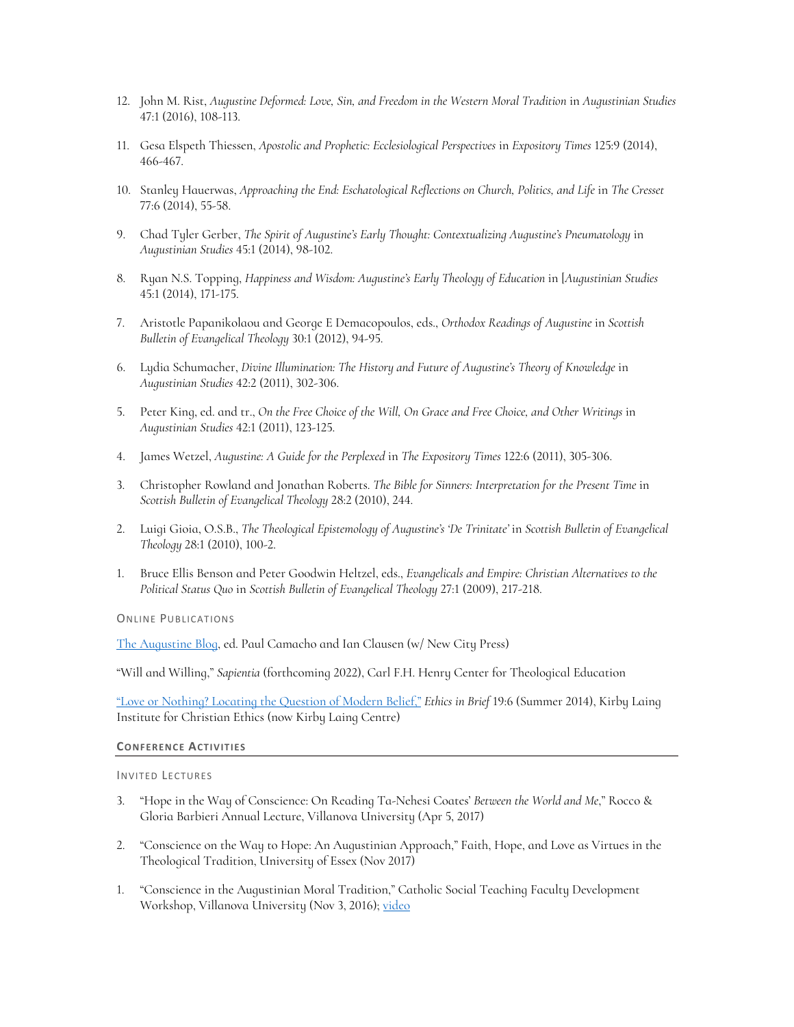12. John M. Rist, *Augustine Deformed: Love, Sin, and Freedom in the Western Moral Tradition* in *Augustinian Studies* 47:1 (2016), 108-113.

11. Gesa Elspeth Thiessen, *Apostolic and Prophetic: Ecclesiological Perspectives* in *Expository Times* 125:9 (2014), 466-467.

10. Stanley Hauerwas, *Approaching the End: Eschatological Reflections on Church, Politics, and Life* in *The Cresset* 77:6 (2014), 55-58.

9. Chad Tyler Gerber, *The Spirit of Augustine's Early Thought: Contextualizing Augustine's Pneumatology* in *Augustinian Studies* 45:1 (2014), 98-102.

8. Ryan N.S. Topping, *Happiness and Wisdom: Augustine's Early Theology of Education* in [*Augustinian Studies* 45:1 (2014), 171-175.

7. Aristotle Papanikolaou and George E Demacopoulos, eds., *Orthodox Readings of Augustine* in *Scottish Bulletin of Evangelical Theology* 30:1 (2012), 94-95.

6. Lydia Schumacher, *Divine Illumination: The History and Future of Augustine's Theory of Knowledge* in *Augustinian Studies* 42:2 (2011), 302-306.

5. Peter King, ed. and tr., *On the Free Choice of the Will, On Grace and Free Choice, and Other Writings* in *Augustinian Studies* 42:1 (2011), 123-125.

4. James Wetzel, *Augustine: A Guide for the Perplexed* in *The Expository Times* 122:6 (2011), 305-306.

3. Christopher Rowland and Jonathan Roberts. *The Bible for Sinners: Interpretation for the Present Time* in *Scottish Bulletin of Evangelical Theology* 28:2 (2010), 244.

2. Luigi Gioia, O.S.B., *The Theological Epistemology of Augustine's 'De Trinitate'* in *Scottish Bulletin of Evangelical Theology* 28:1 (2010), 100-2.

1. Bruce Ellis Benson and Peter Goodwin Heltzel, eds., *Evangelicals and Empire: Christian Alternatives to the Political Status Quo* in *Scottish Bulletin of Evangelical Theology* 27:1 (2009), 217-218.

#### Online Publications

The Augustine Blog, ed. Paul Camacho and Ian Clausen (w/ New City Press)

"Will and Willing," *Sapientia* (forthcoming 2022), Carl F.H. Henry Center for Theological Education

"Love or Nothing? Locating the Question of Modern Belief," *Ethics in Brief* 19:6 (Summer 2014), Kirby Laing Institute for Christian Ethics (now Kirby Laing Centre)

### **Conference Activities**

#### Invited Lectures

3. "Hope in the Way of Conscience: On Reading Ta-Nehesi Coates' *Between the World and Me*," Rocco & Gloria Barbieri Annual Lecture, Villanova University (Apr 5, 2017)

2. "Conscience on the Way to Hope: An Augustinian Approach," Faith, Hope, and Love as Virtues in the Theological Tradition, University of Essex (Nov 2017)

1. "Conscience in the Augustinian Moral Tradition," Catholic Social Teaching Faculty Development Workshop, Villanova University (Nov 3, 2016); video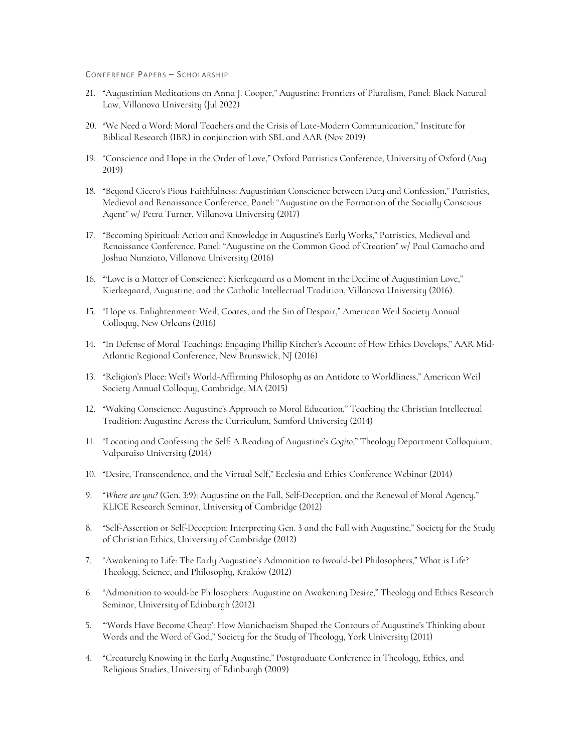## Conference Papers – Scholarship

21. "Augustinian Meditations on Anna J. Cooper," Augustine: Frontiers of Pluralism, Panel: Black Natural Law, Villanova University (Jul 2022)

20. "We Need a Word: Moral Teachers and the Crisis of Late-Modern Communication," Institute for Biblical Research (IBR) in conjunction with SBL and AAR (Nov 2019)

19. "Conscience and Hope in the Order of Love," Oxford Patristics Conference, University of Oxford (Aug 2019)

18. "Beyond Cicero's Pious Faithfulness: Augustinian Conscience between Duty and Confession," Patristics, Medieval and Renaissance Conference, Panel: "Augustine on the Formation of the Socially Conscious Agent" w/ Petra Turner, Villanova University (2017)

17. "Becoming Spiritual: Action and Knowledge in Augustine's Early Works," Patristics, Medieval and Renaissance Conference, Panel: "Augustine on the Common Good of Creation" w/ Paul Camacho and Joshua Nunziato, Villanova University (2016)

16. "'Love is a Matter of Conscience': Kierkegaard as a Moment in the Decline of Augustinian Love," Kierkegaard, Augustine, and the Catholic Intellectual Tradition, Villanova University (2016).

15. "Hope vs. Enlightenment: Weil, Coates, and the Sin of Despair," American Weil Society Annual Colloquy, New Orleans (2016)

14. "In Defense of Moral Teachings: Engaging Phillip Kitcher's Account of How Ethics Develops," AAR Mid-Atlantic Regional Conference, New Brunswick, NJ (2016)

13. "Religion's Place: Weil's World-Affirming Philosophy as an Antidote to Worldliness," American Weil Society Annual Colloquy, Cambridge, MA (2015)

12. "Waking Conscience: Augustine's Approach to Moral Education," Teaching the Christian Intellectual Tradition: Augustine Across the Curriculum, Samford University (2014)

11. "Locating and Confessing the Self: A Reading of Augustine's *Cogito*," Theology Department Colloquium, Valparaiso University (2014)

10. "Desire, Transcendence, and the Virtual Self," Ecclesia and Ethics Conference Webinar (2014)

9. "*Where are you?* (Gen. 3:9): Augustine on the Fall, Self-Deception, and the Renewal of Moral Agency," KLICE Research Seminar, University of Cambridge (2012)

8. "Self-Assertion or Self-Deception: Interpreting Gen. 3 and the Fall with Augustine," Society for the Study of Christian Ethics, University of Cambridge (2012)

7. "Awakening to Life: The Early Augustine's Admonition to (would-be) Philosophers," What is Life? Theology, Science, and Philosophy, Kraków (2012)

6. "Admonition to would-be Philosophers: Augustine on Awakening Desire," Theology and Ethics Research Seminar, University of Edinburgh (2012)

5. "'Words Have Become Cheap': How Manichaeism Shaped the Contours of Augustine's Thinking about Words and the Word of God," Society for the Study of Theology, York University (2011)

4. "Creaturely Knowing in the Early Augustine," Postgraduate Conference in Theology, Ethics, and Religious Studies, University of Edinburgh (2009)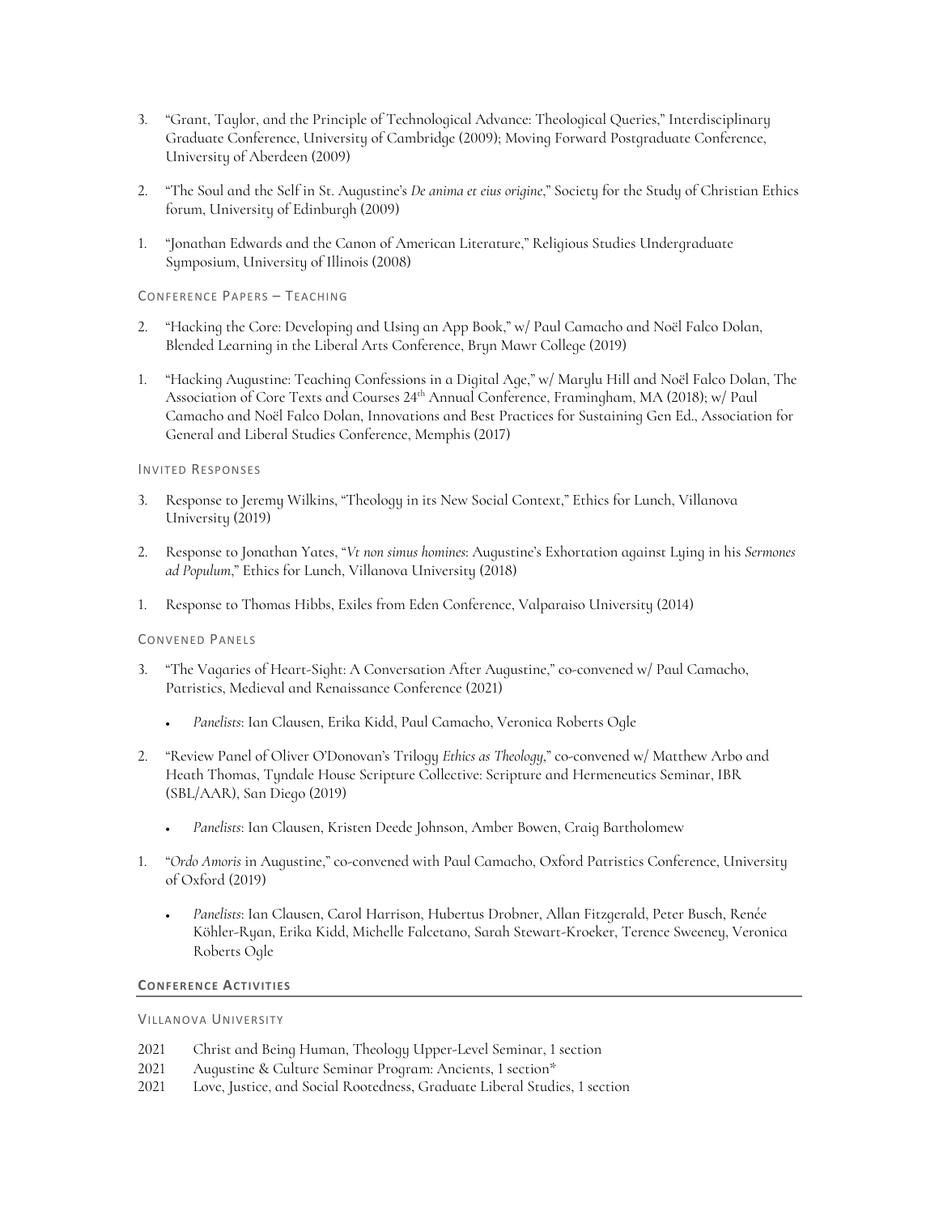3. "Grant, Taylor, and the Principle of Technological Advance: Theological Queries," Interdisciplinary Graduate Conference, University of Cambridge (2009); Moving Forward Postgraduate Conference, University of Aberdeen (2009)

2. "The Soul and the Self in St. Augustine's *De anima et eius origine*," Society for the Study of Christian Ethics forum, University of Edinburgh (2009)

1. "Jonathan Edwards and the Canon of American Literature," Religious Studies Undergraduate Symposium, University of Illinois (2008)

#### Conference Papers – Teaching

2. "Hacking the Core: Developing and Using an App Book," w/ Paul Camacho and Noël Falco Dolan, Blended Learning in the Liberal Arts Conference, Bryn Mawr College (2019)

1. "Hacking Augustine: Teaching Confessions in a Digital Age," w/ Marylu Hill and Noël Falco Dolan, The Association of Core Texts and Courses 24th Annual Conference, Framingham, MA (2018); w/ Paul Camacho and Noël Falco Dolan, Innovations and Best Practices for Sustaining Gen Ed., Association for General and Liberal Studies Conference, Memphis (2017)

#### Invited Responses

3. Response to Jeremy Wilkins, "Theology in its New Social Context," Ethics for Lunch, Villanova University (2019)

2. Response to Jonathan Yates, "*Vt non simus homines*: Augustine's Exhortation against Lying in his *Sermones ad Populum*," Ethics for Lunch, Villanova University (2018)

1. Response to Thomas Hibbs, Exiles from Eden Conference, Valparaiso University (2014)

#### Convened Panels

3. "The Vagaries of Heart-Sight: A Conversation After Augustine," co-convened w/ Paul Camacho, Patristics, Medieval and Renaissance Conference (2021)
   - *Panelists*: Ian Clausen, Erika Kidd, Paul Camacho, Veronica Roberts Ogle

2. "Review Panel of Oliver O'Donovan's Trilogy *Ethics as Theology*," co-convened w/ Matthew Arbo and Heath Thomas, Tyndale House Scripture Collective: Scripture and Hermeneutics Seminar, IBR (SBL/AAR), San Diego (2019)
   - *Panelists*: Ian Clausen, Kristen Deede Johnson, Amber Bowen, Craig Bartholomew

1. "*Ordo Amoris* in Augustine," co-convened with Paul Camacho, Oxford Patristics Conference, University of Oxford (2019)
   - *Panelists*: Ian Clausen, Carol Harrison, Hubertus Drobner, Allan Fitzgerald, Peter Busch, Renée Köhler-Ryan, Erika Kidd, Michelle Falcetano, Sarah Stewart-Kroeker, Terence Sweeney, Veronica Roberts Ogle

### **Conference Activities**

#### Villanova University

2021 Christ and Being Human, Theology Upper-Level Seminar, 1 section
2021 Augustine & Culture Seminar Program: Ancients, 1 section*
2021 Love, Justice, and Social Rootedness, Graduate Liberal Studies, 1 section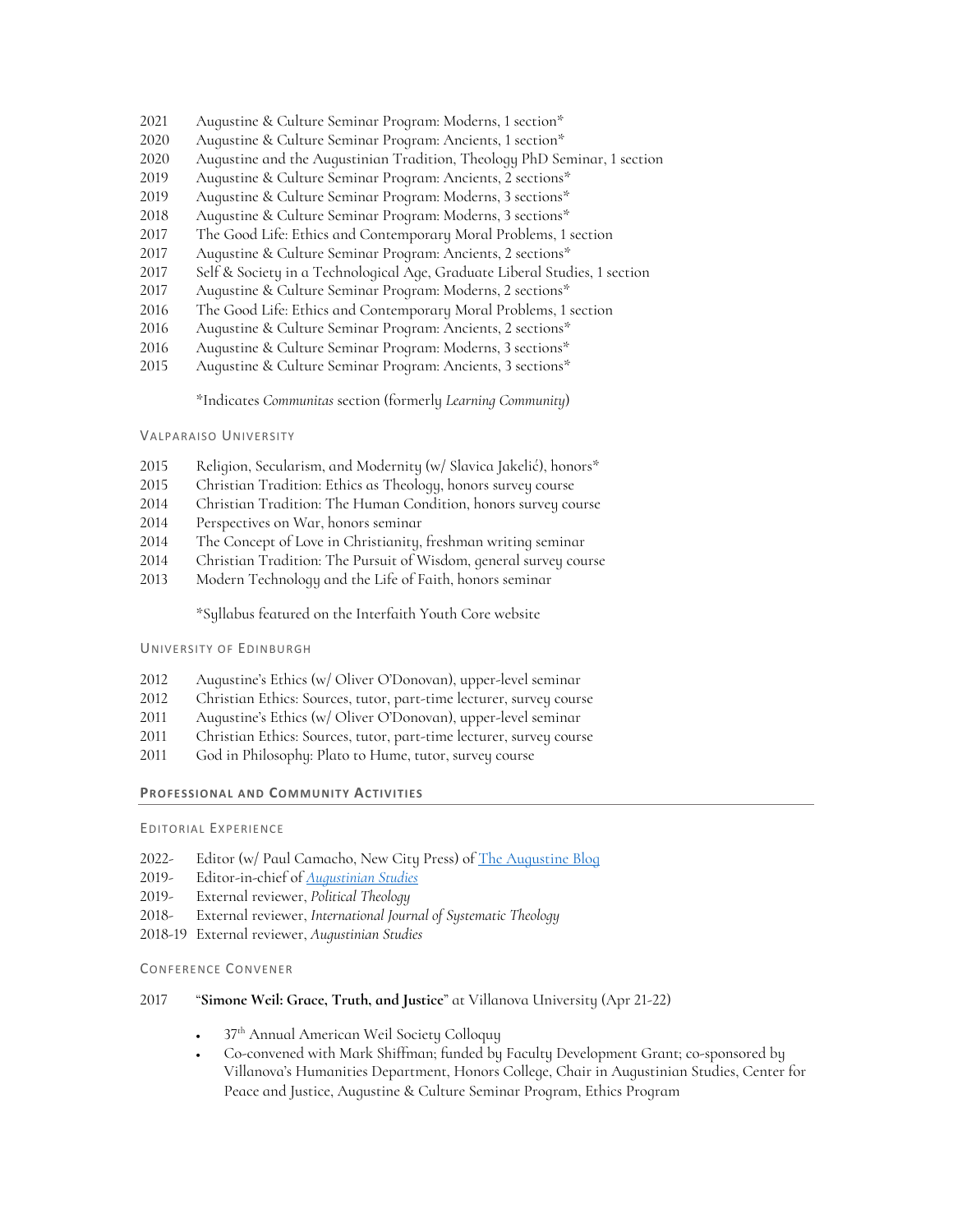2021 Augustine & Culture Seminar Program: Moderns, 1 section*
2020 Augustine & Culture Seminar Program: Ancients, 1 section*
2020 Augustine and the Augustinian Tradition, Theology PhD Seminar, 1 section
2019 Augustine & Culture Seminar Program: Ancients, 2 sections*
2019 Augustine & Culture Seminar Program: Moderns, 3 sections*
2018 Augustine & Culture Seminar Program: Moderns, 3 sections*
2017 The Good Life: Ethics and Contemporary Moral Problems, 1 section
2017 Augustine & Culture Seminar Program: Ancients, 2 sections*
2017 Self & Society in a Technological Age, Graduate Liberal Studies, 1 section
2017 Augustine & Culture Seminar Program: Moderns, 2 sections*
2016 The Good Life: Ethics and Contemporary Moral Problems, 1 section
2016 Augustine & Culture Seminar Program: Ancients, 2 sections*
2016 Augustine & Culture Seminar Program: Moderns, 3 sections*
2015 Augustine & Culture Seminar Program: Ancients, 3 sections*

*Indicates *Communitas* section (formerly *Learning Community*)

### Valparaiso University

2015 Religion, Secularism, and Modernity (w/ Slavica Jakelić), honors*
2015 Christian Tradition: Ethics as Theology, honors survey course
2014 Christian Tradition: The Human Condition, honors survey course
2014 Perspectives on War, honors seminar
2014 The Concept of Love in Christianity, freshman writing seminar
2014 Christian Tradition: The Pursuit of Wisdom, general survey course
2013 Modern Technology and the Life of Faith, honors seminar

*Syllabus featured on the Interfaith Youth Core website

### University of Edinburgh

2012 Augustine's Ethics (w/ Oliver O'Donovan), upper-level seminar
2012 Christian Ethics: Sources, tutor, part-time lecturer, survey course
2011 Augustine's Ethics (w/ Oliver O'Donovan), upper-level seminar
2011 Christian Ethics: Sources, tutor, part-time lecturer, survey course
2011 God in Philosophy: Plato to Hume, tutor, survey course

## Professional and Community Activities

### Editorial Experience

2022- Editor (w/ Paul Camacho, New City Press) of The Augustine Blog
2019- Editor-in-chief of *Augustinian Studies*
2019- External reviewer, *Political Theology*
2018- External reviewer, *International Journal of Systematic Theology*
2018-19 External reviewer, *Augustinian Studies*

### Conference Convener

2017 "**Simone Weil: Grace, Truth, and Justice**" at Villanova University (Apr 21-22)

- 37th Annual American Weil Society Colloquy
- Co-convened with Mark Shiffman; funded by Faculty Development Grant; co-sponsored by Villanova's Humanities Department, Honors College, Chair in Augustinian Studies, Center for Peace and Justice, Augustine & Culture Seminar Program, Ethics Program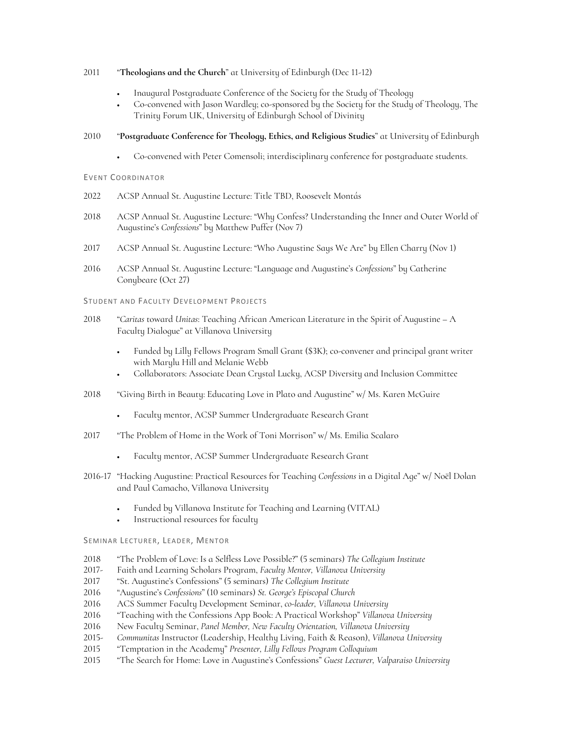2011 "**Theologians and the Church**" at University of Edinburgh (Dec 11-12)

- Inaugural Postgraduate Conference of the Society for the Study of Theology
- Co-convened with Jason Wardley; co-sponsored by the Society for the Study of Theology, The Trinity Forum UK, University of Edinburgh School of Divinity

2010 "**Postgraduate Conference for Theology, Ethics, and Religious Studies**" at University of Edinburgh

- Co-convened with Peter Comensoli; interdisciplinary conference for postgraduate students.

### Event Coordinator

2022 ACSP Annual St. Augustine Lecture: Title TBD, Roosevelt Montás

2018 ACSP Annual St. Augustine Lecture: "Why Confess? Understanding the Inner and Outer World of Augustine's *Confessions*" by Matthew Puffer (Nov 7)

2017 ACSP Annual St. Augustine Lecture: "Who Augustine Says We Are" by Ellen Charry (Nov 1)

2016 ACSP Annual St. Augustine Lecture: "Language and Augustine's *Confessions*" by Catherine Conybeare (Oct 27)

### Student and Faculty Development Projects

2018 "*Caritas* toward *Unitas*: Teaching African American Literature in the Spirit of Augustine – A Faculty Dialogue" at Villanova University

- Funded by Lilly Fellows Program Small Grant ($3K); co-convener and principal grant writer with Marylu Hill and Melanie Webb
- Collaborators: Associate Dean Crystal Lucky, ACSP Diversity and Inclusion Committee

2018 "Giving Birth in Beauty: Educating Love in Plato and Augustine" w/ Ms. Karen McGuire

- Faculty mentor, ACSP Summer Undergraduate Research Grant

2017 "The Problem of Home in the Work of Toni Morrison" w/ Ms. Emilia Scalaro

- Faculty mentor, ACSP Summer Undergraduate Research Grant

2016-17 "Hacking Augustine: Practical Resources for Teaching *Confessions* in a Digital Age" w/ Noël Dolan and Paul Camacho, Villanova University

- Funded by Villanova Institute for Teaching and Learning (VITAL)
- Instructional resources for faculty

### Seminar Lecturer, Leader, Mentor

2018 "The Problem of Love: Is a Selfless Love Possible?" (5 seminars) *The Collegium Institute*
2017- Faith and Learning Scholars Program, *Faculty Mentor, Villanova University*
2017 "St. Augustine's Confessions" (5 seminars) *The Collegium Institute*
2016 "Augustine's *Confessions*" (10 seminars) *St. George's Episcopal Church*
2016 ACS Summer Faculty Development Seminar, *co-leader, Villanova University*
2016 "Teaching with the Confessions App Book: A Practical Workshop" *Villanova University*
2016 New Faculty Seminar, *Panel Member, New Faculty Orientation, Villanova University*
2015- *Communitas* Instructor (Leadership, Healthy Living, Faith & Reason), *Villanova University*
2015 "Temptation in the Academy" *Presenter, Lilly Fellows Program Colloquium*
2015 "The Search for Home: Love in Augustine's Confessions" *Guest Lecturer, Valparaiso University*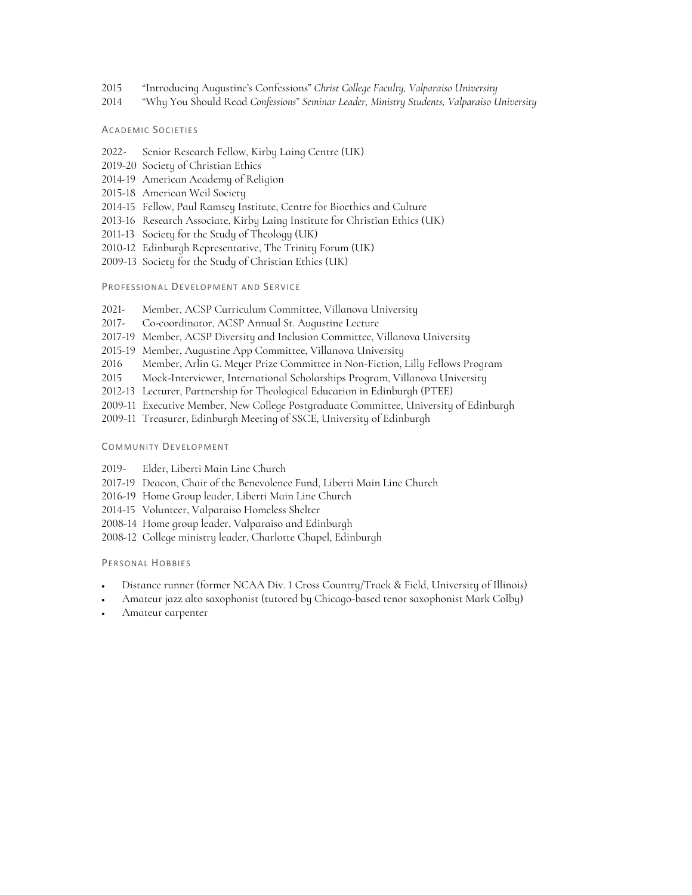2015 "Introducing Augustine's Confessions" *Christ College Faculty, Valparaiso University*
2014 "Why You Should Read *Confessions*" *Seminar Leader, Ministry Students, Valparaiso University*

### Academic Societies

2022- Senior Research Fellow, Kirby Laing Centre (UK)
2019-20 Society of Christian Ethics
2014-19 American Academy of Religion
2015-18 American Weil Society
2014-15 Fellow, Paul Ramsey Institute, Centre for Bioethics and Culture
2013-16 Research Associate, Kirby Laing Institute for Christian Ethics (UK)
2011-13 Society for the Study of Theology (UK)
2010-12 Edinburgh Representative, The Trinity Forum (UK)
2009-13 Society for the Study of Christian Ethics (UK)

### Professional Development and Service

2021- Member, ACSP Curriculum Committee, Villanova University
2017- Co-coordinator, ACSP Annual St. Augustine Lecture
2017-19 Member, ACSP Diversity and Inclusion Committee, Villanova University
2015-19 Member, Augustine App Committee, Villanova University
2016 Member, Arlin G. Meyer Prize Committee in Non-Fiction, Lilly Fellows Program
2015 Mock-Interviewer, International Scholarships Program, Villanova University
2012-13 Lecturer, Partnership for Theological Education in Edinburgh (PTEE)
2009-11 Executive Member, New College Postgraduate Committee, University of Edinburgh
2009-11 Treasurer, Edinburgh Meeting of SSCE, University of Edinburgh

### Community Development

2019- Elder, Liberti Main Line Church
2017-19 Deacon, Chair of the Benevolence Fund, Liberti Main Line Church
2016-19 Home Group leader, Liberti Main Line Church
2014-15 Volunteer, Valparaiso Homeless Shelter
2008-14 Home group leader, Valparaiso and Edinburgh
2008-12 College ministry leader, Charlotte Chapel, Edinburgh

### Personal Hobbies

- Distance runner (former NCAA Div. 1 Cross Country/Track & Field, University of Illinois)
- Amateur jazz alto saxophonist (tutored by Chicago-based tenor saxophonist Mark Colby)
- Amateur carpenter